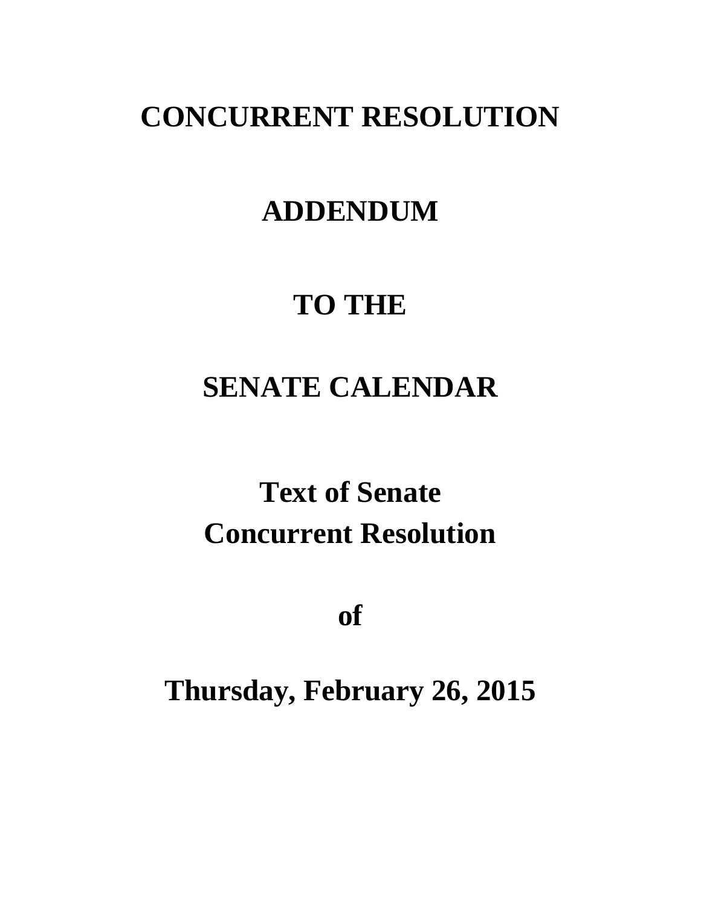# CONCURRENT RESOLUTION

# ADDENDUM

# TO THE

# SENATE CALENDAR

## Text of Senate Concurrent Resolution

## of

## Thursday, February 26, 2015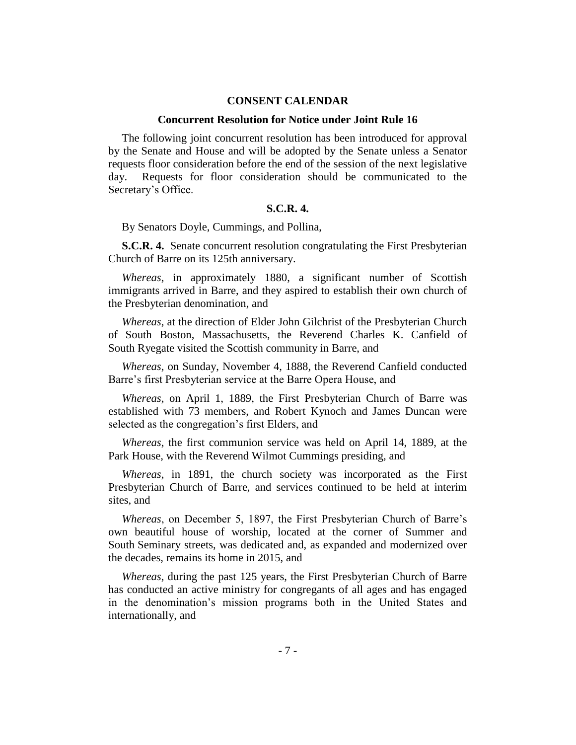## CONSENT CALENDAR

### Concurrent Resolution for Notice under Joint Rule 16

The following joint concurrent resolution has been introduced for approval by the Senate and House and will be adopted by the Senate unless a Senator requests floor consideration before the end of the session of the next legislative day. Requests for floor consideration should be communicated to the Secretary's Office.

### S.C.R. 4.

By Senators Doyle, Cummings, and Pollina,

**S.C.R. 4.** Senate concurrent resolution congratulating the First Presbyterian Church of Barre on its 125th anniversary.

*Whereas*, in approximately 1880, a significant number of Scottish immigrants arrived in Barre, and they aspired to establish their own church of the Presbyterian denomination, and

*Whereas*, at the direction of Elder John Gilchrist of the Presbyterian Church of South Boston, Massachusetts, the Reverend Charles K. Canfield of South Ryegate visited the Scottish community in Barre, and

*Whereas*, on Sunday, November 4, 1888, the Reverend Canfield conducted Barre's first Presbyterian service at the Barre Opera House, and

*Whereas*, on April 1, 1889, the First Presbyterian Church of Barre was established with 73 members, and Robert Kynoch and James Duncan were selected as the congregation's first Elders, and

*Whereas*, the first communion service was held on April 14, 1889, at the Park House, with the Reverend Wilmot Cummings presiding, and

*Whereas*, in 1891, the church society was incorporated as the First Presbyterian Church of Barre, and services continued to be held at interim sites, and

*Whereas*, on December 5, 1897, the First Presbyterian Church of Barre's own beautiful house of worship, located at the corner of Summer and South Seminary streets, was dedicated and, as expanded and modernized over the decades, remains its home in 2015, and

*Whereas*, during the past 125 years, the First Presbyterian Church of Barre has conducted an active ministry for congregants of all ages and has engaged in the denomination's mission programs both in the United States and internationally, and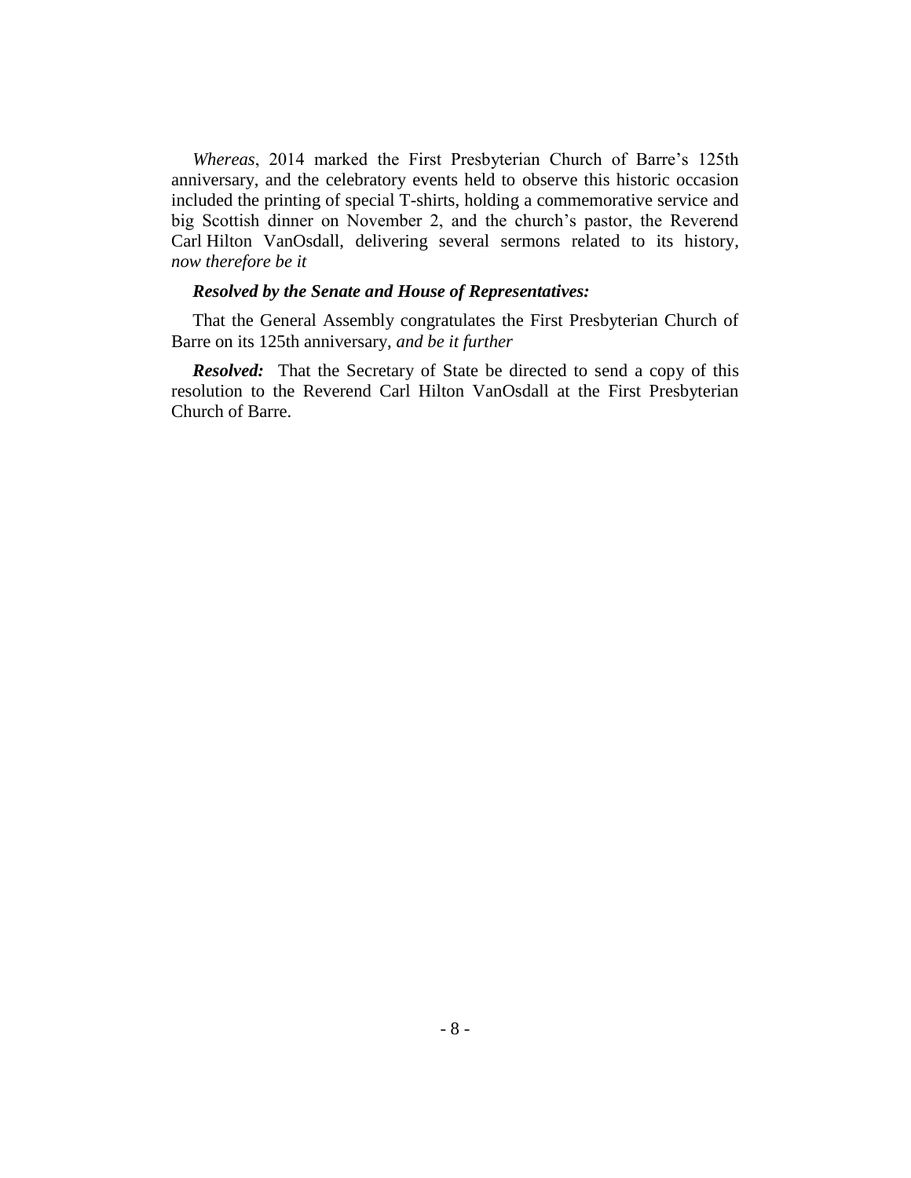*Whereas*, 2014 marked the First Presbyterian Church of Barre's 125th anniversary, and the celebratory events held to observe this historic occasion included the printing of special T-shirts, holding a commemorative service and big Scottish dinner on November 2, and the church's pastor, the Reverend Carl Hilton VanOsdall, delivering several sermons related to its history, *now therefore be it*

***Resolved by the Senate and House of Representatives:***

That the General Assembly congratulates the First Presbyterian Church of Barre on its 125th anniversary, *and be it further*

***Resolved:*** That the Secretary of State be directed to send a copy of this resolution to the Reverend Carl Hilton VanOsdall at the First Presbyterian Church of Barre.